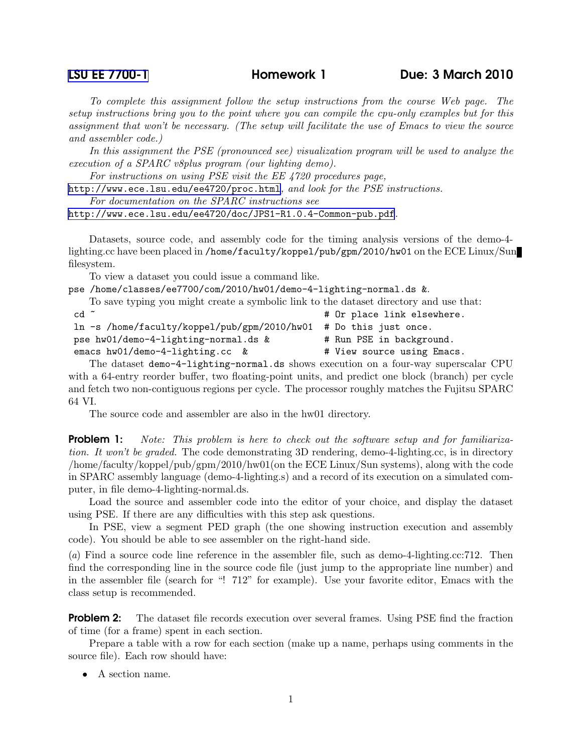# LSU EE 7700-1 Homework 1 Due: 3 March 2010

*To complete this assignment follow the setup instructions from the course Web page. The setup instructions bring you to the point where you can compile the cpu-only examples but for this assignment that won't be necessary. (The setup will facilitate the use of Emacs to view the source and assembler code.)*

*In this assignment the PSE (pronounced see) visualization program will be used to analyze the execution of a SPARC v8plus program (our lighting demo).*

*For instructions on using PSE visit the EE 4720 procedures page,* http://www.ece.lsu.edu/ee4720/proc.html*, and look for the PSE instructions.*

*For documentation on the SPARC instructions see* http://www.ece.lsu.edu/ee4720/doc/JPS1-R1.0.4-Common-pub.pdf.

Datasets, source code, and assembly code for the timing analysis versions of the demo-4-lighting.cc have been placed in `/home/faculty/koppel/pub/gpm/2010/hw01` on the ECE Linux/Sun filesystem.

To view a dataset you could issue a command like.
`pse /home/classes/ee7700/com/2010/hw01/demo-4-lighting-normal.ds &`.

To save typing you might create a symbolic link to the dataset directory and use that:

```
cd ~                                           # Or place link elsewhere.
ln -s /home/faculty/koppel/pub/gpm/2010/hw01  # Do this just once.
pse hw01/demo-4-lighting-normal.ds &          # Run PSE in background.
emacs hw01/demo-4-lighting.cc  &              # View source using Emacs.
```

The dataset `demo-4-lighting-normal.ds` shows execution on a four-way superscalar CPU with a 64-entry reorder buffer, two floating-point units, and predict one block (branch) per cycle and fetch two non-contiguous regions per cycle. The processor roughly matches the Fujitsu SPARC 64 VI.

The source code and assembler are also in the hw01 directory.

**Problem 1:** *Note: This problem is here to check out the software setup and for familiarization. It won't be graded.* The code demonstrating 3D rendering, demo-4-lighting.cc, is in directory /home/faculty/koppel/pub/gpm/2010/hw01(on the ECE Linux/Sun systems), along with the code in SPARC assembly language (demo-4-lighting.s) and a record of its execution on a simulated computer, in file demo-4-lighting-normal.ds.

Load the source and assembler code into the editor of your choice, and display the dataset using PSE. If there are any difficulties with this step ask questions.

In PSE, view a segment PED graph (the one showing instruction execution and assembly code). You should be able to see assembler on the right-hand side.

(*a*) Find a source code line reference in the assembler file, such as demo-4-lighting.cc:712. Then find the corresponding line in the source code file (just jump to the appropriate line number) and in the assembler file (search for "! 712" for example). Use your favorite editor, Emacs with the class setup is recommended.

**Problem 2:** The dataset file records execution over several frames. Using PSE find the fraction of time (for a frame) spent in each section.

Prepare a table with a row for each section (make up a name, perhaps using comments in the source file). Each row should have:

- A section name.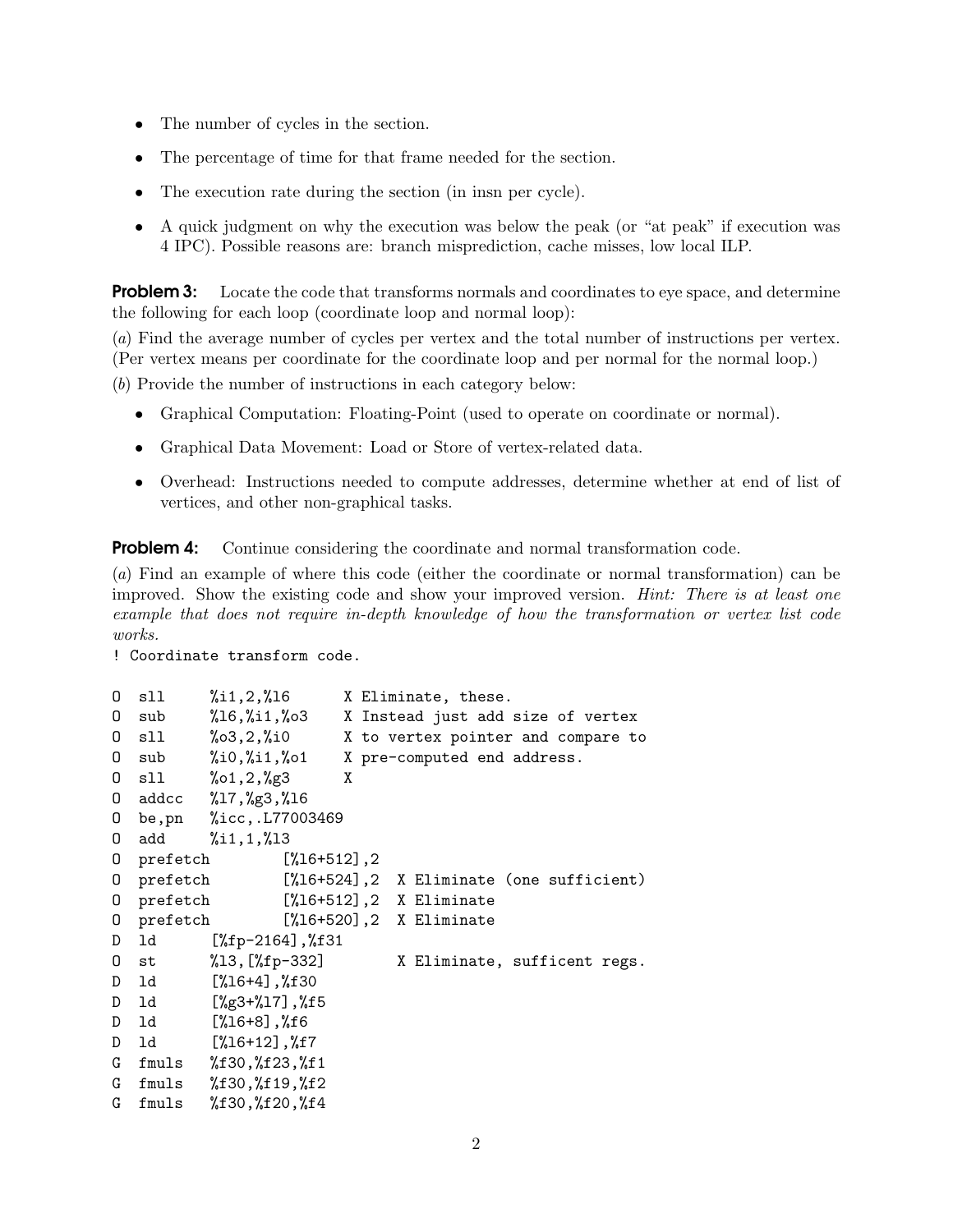- The number of cycles in the section.
- The percentage of time for that frame needed for the section.
- The execution rate during the section (in insn per cycle).
- A quick judgment on why the execution was below the peak (or "at peak" if execution was 4 IPC). Possible reasons are: branch misprediction, cache misses, low local ILP.

**Problem 3:** Locate the code that transforms normals and coordinates to eye space, and determine the following for each loop (coordinate loop and normal loop):

(*a*) Find the average number of cycles per vertex and the total number of instructions per vertex. (Per vertex means per coordinate for the coordinate loop and per normal for the normal loop.)

(*b*) Provide the number of instructions in each category below:

- Graphical Computation: Floating-Point (used to operate on coordinate or normal).
- Graphical Data Movement: Load or Store of vertex-related data.
- Overhead: Instructions needed to compute addresses, determine whether at end of list of vertices, and other non-graphical tasks.

**Problem 4:** Continue considering the coordinate and normal transformation code.

(*a*) Find an example of where this code (either the coordinate or normal transformation) can be improved. Show the existing code and show your improved version. *Hint: There is at least one example that does not require in-depth knowledge of how the transformation or vertex list code works.*

```
! Coordinate transform code.

O  sll      %i1,2,%l6      X Eliminate, these.
O  sub      %l6,%i1,%o3    X Instead just add size of vertex
O  sll      %o3,2,%i0      X to vertex pointer and compare to
O  sub      %i0,%i1,%o1    X pre-computed end address.
O  sll      %o1,2,%g3      X
O  addcc    %l7,%g3,%l6
O  be,pn    %icc,.L77003469
O  add      %i1,1,%l3
O  prefetch         [%l6+512],2
O  prefetch         [%l6+524],2  X Eliminate (one sufficient)
O  prefetch         [%l6+512],2  X Eliminate
O  prefetch         [%l6+520],2  X Eliminate
D  ld       [%fp-2164],%f31
O  st       %l3,[%fp-332]        X Eliminate, sufficent regs.
D  ld       [%l6+4],%f30
D  ld       [%g3+%l7],%f5
D  ld       [%l6+8],%f6
D  ld       [%l6+12],%f7
G  fmuls    %f30,%f23,%f1
G  fmuls    %f30,%f19,%f2
G  fmuls    %f30,%f20,%f4
```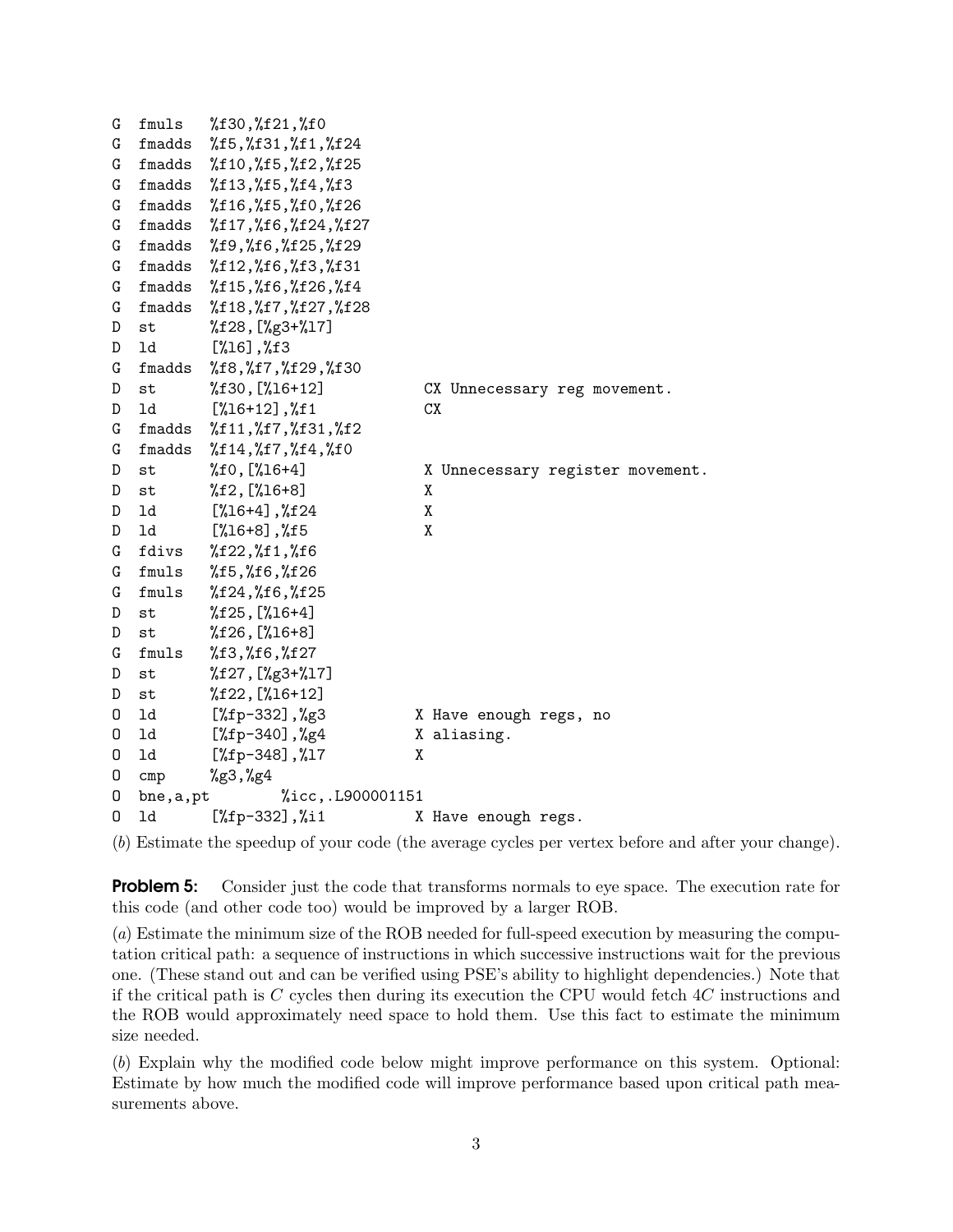```
G  fmuls   %f30,%f21,%f0
G  fmadds  %f5,%f31,%f1,%f24
G  fmadds  %f10,%f5,%f2,%f25
G  fmadds  %f13,%f5,%f4,%f3
G  fmadds  %f16,%f5,%f0,%f26
G  fmadds  %f17,%f6,%f24,%f27
G  fmadds  %f9,%f6,%f25,%f29
G  fmadds  %f12,%f6,%f3,%f31
G  fmadds  %f15,%f6,%f26,%f4
G  fmadds  %f18,%f7,%f27,%f28
D  st      %f28,[%g3+%l7]
D  ld      [%l6],%f3
G  fmadds  %f8,%f7,%f29,%f30
D  st      %f30,[%l6+12]           CX Unnecessary reg movement.
D  ld      [%l6+12],%f1            CX
G  fmadds  %f11,%f7,%f31,%f2
G  fmadds  %f14,%f7,%f4,%f0
D  st      %f0,[%l6+4]             X Unnecessary register movement.
D  st      %f2,[%l6+8]             X
D  ld      [%l6+4],%f24            X
D  ld      [%l6+8],%f5             X
G  fdivs   %f22,%f1,%f6
G  fmuls   %f5,%f6,%f26
G  fmuls   %f24,%f6,%f25
D  st      %f25,[%l6+4]
D  st      %f26,[%l6+8]
G  fmuls   %f3,%f6,%f27
D  st      %f27,[%g3+%l7]
D  st      %f22,[%l6+12]
O  ld      [%fp-332],%g3           X Have enough regs, no
O  ld      [%fp-340],%g4           X aliasing.
O  ld      [%fp-348],%l7           X
O  cmp     %g3,%g4
O  bne,a,pt        %icc,.L900001151
O  ld      [%fp-332],%i1           X Have enough regs.
```

(*b*) Estimate the speedup of your code (the average cycles per vertex before and after your change).

**Problem 5:** Consider just the code that transforms normals to eye space. The execution rate for this code (and other code too) would be improved by a larger ROB.

(*a*) Estimate the minimum size of the ROB needed for full-speed execution by measuring the computation critical path: a sequence of instructions in which successive instructions wait for the previous one. (These stand out and can be verified using PSE's ability to highlight dependencies.) Note that if the critical path is $C$ cycles then during its execution the CPU would fetch $4C$ instructions and the ROB would approximately need space to hold them. Use this fact to estimate the minimum size needed.

(*b*) Explain why the modified code below might improve performance on this system. Optional: Estimate by how much the modified code will improve performance based upon critical path measurements above.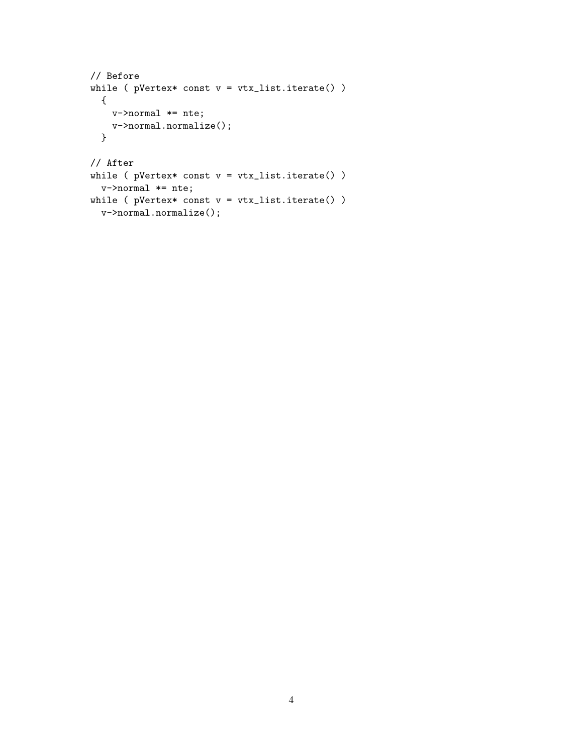```
// Before
while ( pVertex* const v = vtx_list.iterate() )
  {
    v->normal *= nte;
    v->normal.normalize();
  }

// After
while ( pVertex* const v = vtx_list.iterate() )
  v->normal *= nte;
while ( pVertex* const v = vtx_list.iterate() )
  v->normal.normalize();
```